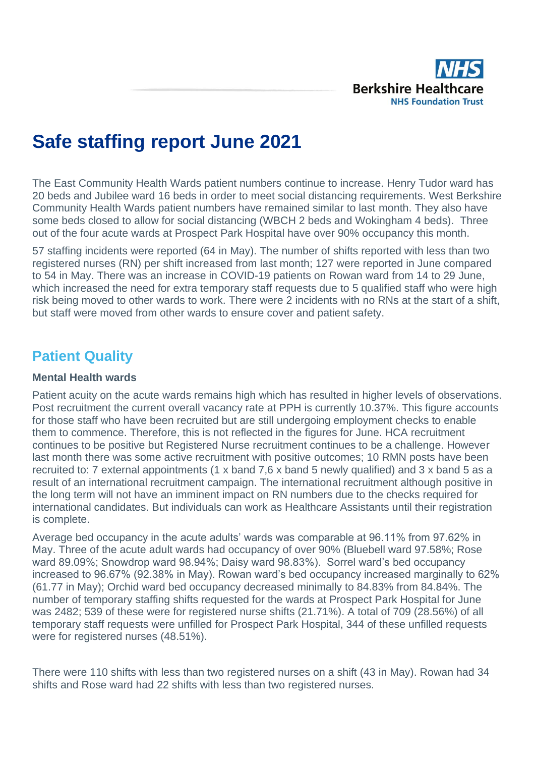# Safe staffing report June 2021

The East Community Health Wards patient numbers continue to increase. Henry Tudor ward has 20 beds and Jubilee ward 16 beds in order to meet social distancing requirements. West Berkshire Community Health Wards patient numbers have remained similar to last month. They also have some beds closed to allow for social distancing (WBCH 2 beds and Wokingham 4 beds). Three out of the four acute wards at Prospect Park Hospital have over 90% occupancy this month.

57 staffing incidents were reported (64 in May). The number of shifts reported with less than two registered nurses (RN) per shift increased from last month; 127 were reported in June compared to 54 in May. There was an increase in COVID-19 patients on Rowan ward from 14 to 29 June, which increased the need for extra temporary staff requests due to 5 qualified staff who were high risk being moved to other wards to work. There were 2 incidents with no RNs at the start of a shift, but staff were moved from other wards to ensure cover and patient safety.

## Patient Quality

### Mental Health wards

Patient acuity on the acute wards remains high which has resulted in higher levels of observations. Post recruitment the current overall vacancy rate at PPH is currently 10.37%. This figure accounts for those staff who have been recruited but are still undergoing employment checks to enable them to commence. Therefore, this is not reflected in the figures for June. HCA recruitment continues to be positive but Registered Nurse recruitment continues to be a challenge. However last month there was some active recruitment with positive outcomes; 10 RMN posts have been recruited to: 7 external appointments (1 x band 7,6 x band 5 newly qualified) and 3 x band 5 as a result of an international recruitment campaign. The international recruitment although positive in the long term will not have an imminent impact on RN numbers due to the checks required for international candidates. But individuals can work as Healthcare Assistants until their registration is complete.

Average bed occupancy in the acute adults' wards was comparable at 96.11% from 97.62% in May. Three of the acute adult wards had occupancy of over 90% (Bluebell ward 97.58%; Rose ward 89.09%; Snowdrop ward 98.94%; Daisy ward 98.83%). Sorrel ward's bed occupancy increased to 96.67% (92.38% in May). Rowan ward's bed occupancy increased marginally to 62% (61.77 in May); Orchid ward bed occupancy decreased minimally to 84.83% from 84.84%. The number of temporary staffing shifts requested for the wards at Prospect Park Hospital for June was 2482; 539 of these were for registered nurse shifts (21.71%). A total of 709 (28.56%) of all temporary staff requests were unfilled for Prospect Park Hospital, 344 of these unfilled requests were for registered nurses (48.51%).

There were 110 shifts with less than two registered nurses on a shift (43 in May). Rowan had 34 shifts and Rose ward had 22 shifts with less than two registered nurses.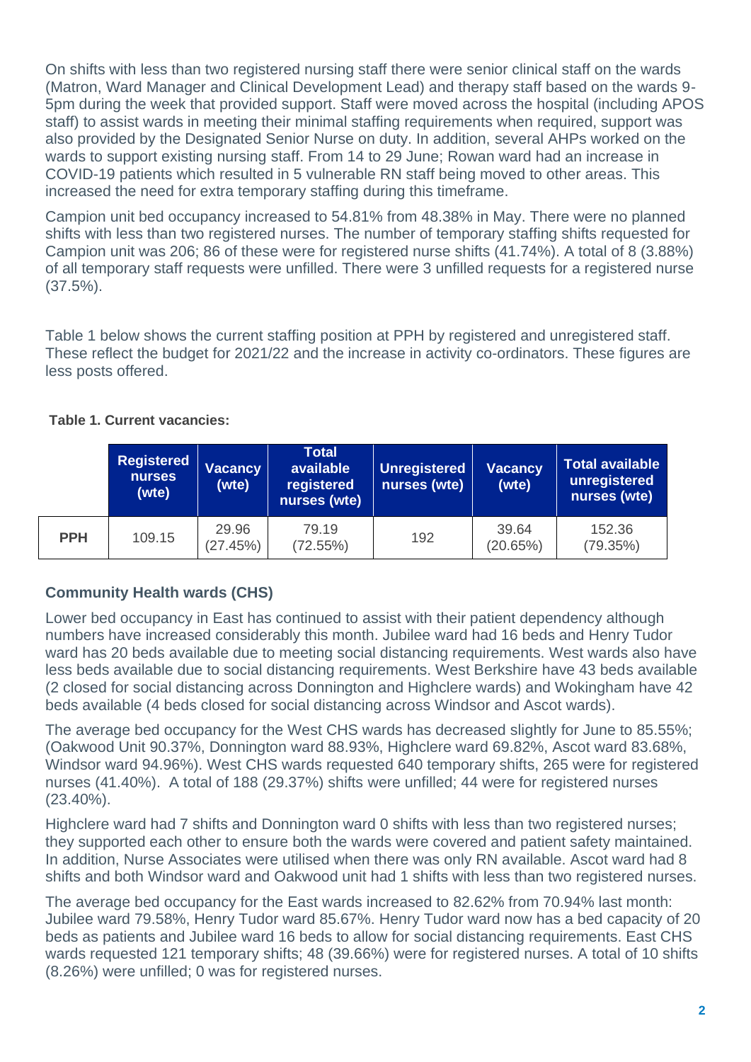On shifts with less than two registered nursing staff there were senior clinical staff on the wards (Matron, Ward Manager and Clinical Development Lead) and therapy staff based on the wards 9-5pm during the week that provided support. Staff were moved across the hospital (including APOS staff) to assist wards in meeting their minimal staffing requirements when required, support was also provided by the Designated Senior Nurse on duty. In addition, several AHPs worked on the wards to support existing nursing staff. From 14 to 29 June; Rowan ward had an increase in COVID-19 patients which resulted in 5 vulnerable RN staff being moved to other areas. This increased the need for extra temporary staffing during this timeframe.

Campion unit bed occupancy increased to 54.81% from 48.38% in May. There were no planned shifts with less than two registered nurses. The number of temporary staffing shifts requested for Campion unit was 206; 86 of these were for registered nurse shifts (41.74%). A total of 8 (3.88%) of all temporary staff requests were unfilled. There were 3 unfilled requests for a registered nurse (37.5%).

Table 1 below shows the current staffing position at PPH by registered and unregistered staff. These reflect the budget for 2021/22 and the increase in activity co-ordinators. These figures are less posts offered.

**Table 1. Current vacancies:**

| | Registered nurses (wte) | Vacancy (wte) | Total available registered nurses (wte) | Unregistered nurses (wte) | Vacancy (wte) | Total available unregistered nurses (wte) |
|---|---|---|---|---|---|---|
| **PPH** | 109.15 | 29.96 (27.45%) | 79.19 (72.55%) | 192 | 39.64 (20.65%) | 152.36 (79.35%) |

### Community Health wards (CHS)

Lower bed occupancy in East has continued to assist with their patient dependency although numbers have increased considerably this month. Jubilee ward had 16 beds and Henry Tudor ward has 20 beds available due to meeting social distancing requirements. West wards also have less beds available due to social distancing requirements. West Berkshire have 43 beds available (2 closed for social distancing across Donnington and Highclere wards) and Wokingham have 42 beds available (4 beds closed for social distancing across Windsor and Ascot wards).

The average bed occupancy for the West CHS wards has decreased slightly for June to 85.55%; (Oakwood Unit 90.37%, Donnington ward 88.93%, Highclere ward 69.82%, Ascot ward 83.68%, Windsor ward 94.96%). West CHS wards requested 640 temporary shifts, 265 were for registered nurses (41.40%). A total of 188 (29.37%) shifts were unfilled; 44 were for registered nurses (23.40%).

Highclere ward had 7 shifts and Donnington ward 0 shifts with less than two registered nurses; they supported each other to ensure both the wards were covered and patient safety maintained. In addition, Nurse Associates were utilised when there was only RN available. Ascot ward had 8 shifts and both Windsor ward and Oakwood unit had 1 shifts with less than two registered nurses.

The average bed occupancy for the East wards increased to 82.62% from 70.94% last month: Jubilee ward 79.58%, Henry Tudor ward 85.67%. Henry Tudor ward now has a bed capacity of 20 beds as patients and Jubilee ward 16 beds to allow for social distancing requirements. East CHS wards requested 121 temporary shifts; 48 (39.66%) were for registered nurses. A total of 10 shifts (8.26%) were unfilled; 0 was for registered nurses.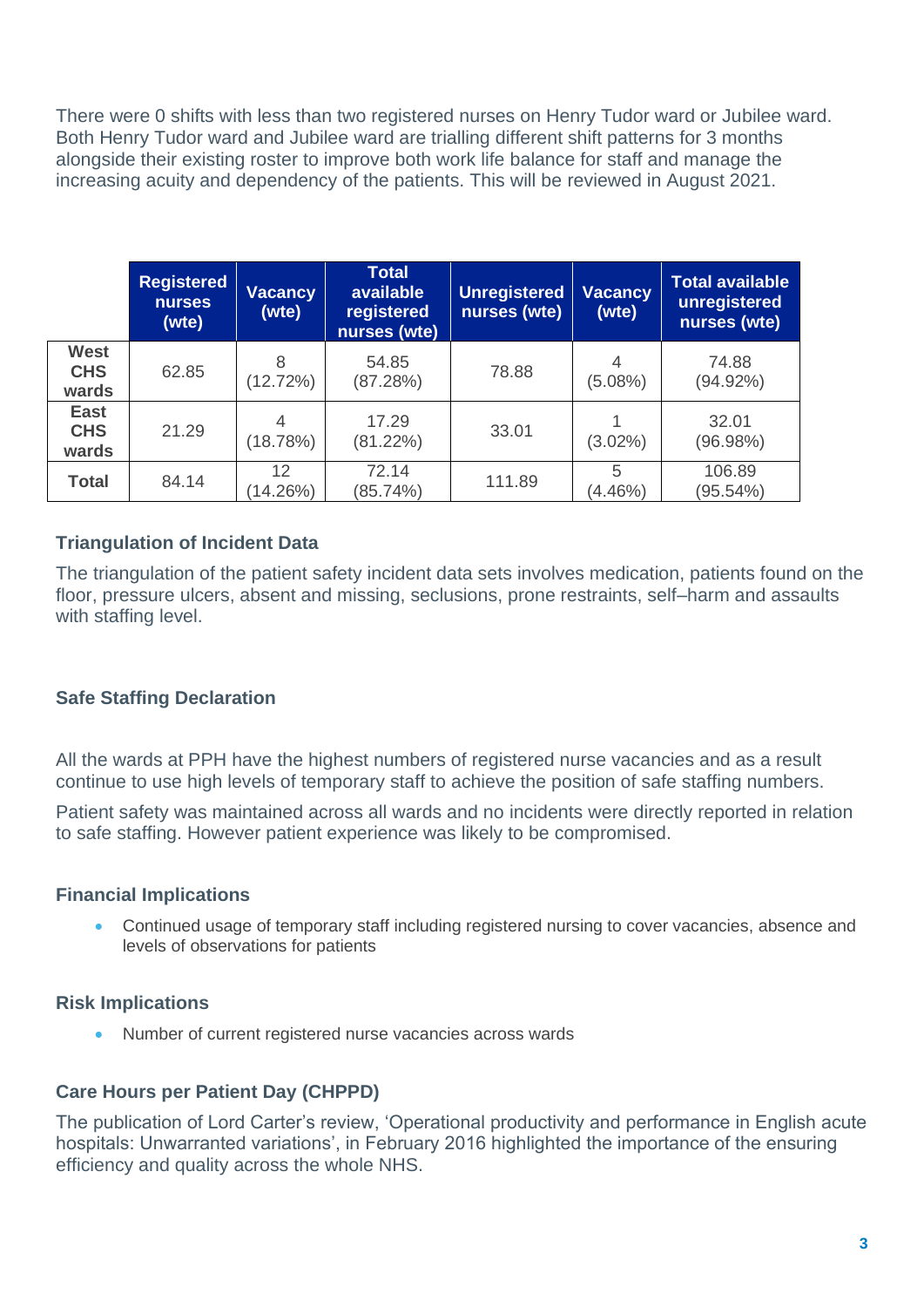There were 0 shifts with less than two registered nurses on Henry Tudor ward or Jubilee ward. Both Henry Tudor ward and Jubilee ward are trialling different shift patterns for 3 months alongside their existing roster to improve both work life balance for staff and manage the increasing acuity and dependency of the patients. This will be reviewed in August 2021.

| | Registered nurses (wte) | Vacancy (wte) | Total available registered nurses (wte) | Unregistered nurses (wte) | Vacancy (wte) | Total available unregistered nurses (wte) |
|---|---|---|---|---|---|---|
| **West CHS wards** | 62.85 | 8 (12.72%) | 54.85 (87.28%) | 78.88 | 4 (5.08%) | 74.88 (94.92%) |
| **East CHS wards** | 21.29 | 4 (18.78%) | 17.29 (81.22%) | 33.01 | 1 (3.02%) | 32.01 (96.98%) |
| **Total** | 84.14 | 12 (14.26%) | 72.14 (85.74%) | 111.89 | 5 (4.46%) | 106.89 (95.54%) |

### Triangulation of Incident Data

The triangulation of the patient safety incident data sets involves medication, patients found on the floor, pressure ulcers, absent and missing, seclusions, prone restraints, self–harm and assaults with staffing level.

### Safe Staffing Declaration

All the wards at PPH have the highest numbers of registered nurse vacancies and as a result continue to use high levels of temporary staff to achieve the position of safe staffing numbers.

Patient safety was maintained across all wards and no incidents were directly reported in relation to safe staffing. However patient experience was likely to be compromised.

### Financial Implications

- Continued usage of temporary staff including registered nursing to cover vacancies, absence and levels of observations for patients

### Risk Implications

- Number of current registered nurse vacancies across wards

### Care Hours per Patient Day (CHPPD)

The publication of Lord Carter's review, 'Operational productivity and performance in English acute hospitals: Unwarranted variations', in February 2016 highlighted the importance of the ensuring efficiency and quality across the whole NHS.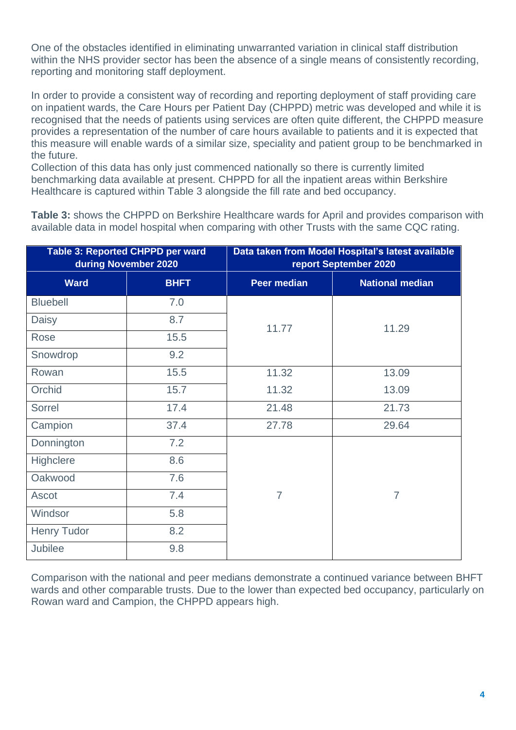One of the obstacles identified in eliminating unwarranted variation in clinical staff distribution within the NHS provider sector has been the absence of a single means of consistently recording, reporting and monitoring staff deployment.

In order to provide a consistent way of recording and reporting deployment of staff providing care on inpatient wards, the Care Hours per Patient Day (CHPPD) metric was developed and while it is recognised that the needs of patients using services are often quite different, the CHPPD measure provides a representation of the number of care hours available to patients and it is expected that this measure will enable wards of a similar size, speciality and patient group to be benchmarked in the future.
Collection of this data has only just commenced nationally so there is currently limited benchmarking data available at present. CHPPD for all the inpatient areas within Berkshire Healthcare is captured within Table 3 alongside the fill rate and bed occupancy.

**Table 3:** shows the CHPPD on Berkshire Healthcare wards for April and provides comparison with available data in model hospital when comparing with other Trusts with the same CQC rating.

| Table 3: Reported CHPPD per ward during November 2020 | | Data taken from Model Hospital's latest available report September 2020 | |
|---|---|---|---|
| **Ward** | **BHFT** | **Peer median** | **National median** |
| Bluebell | 7.0 | 11.77 | 11.29 |
| Daisy | 8.7 | | |
| Rose | 15.5 | | |
| Snowdrop | 9.2 | | |
| Rowan | 15.5 | 11.32 | 13.09 |
| Orchid | 15.7 | 11.32 | 13.09 |
| Sorrel | 17.4 | 21.48 | 21.73 |
| Campion | 37.4 | 27.78 | 29.64 |
| Donnington | 7.2 | 7 | 7 |
| Highclere | 8.6 | | |
| Oakwood | 7.6 | | |
| Ascot | 7.4 | | |
| Windsor | 5.8 | | |
| Henry Tudor | 8.2 | | |
| Jubilee | 9.8 | | |

Comparison with the national and peer medians demonstrate a continued variance between BHFT wards and other comparable trusts. Due to the lower than expected bed occupancy, particularly on Rowan ward and Campion, the CHPPD appears high.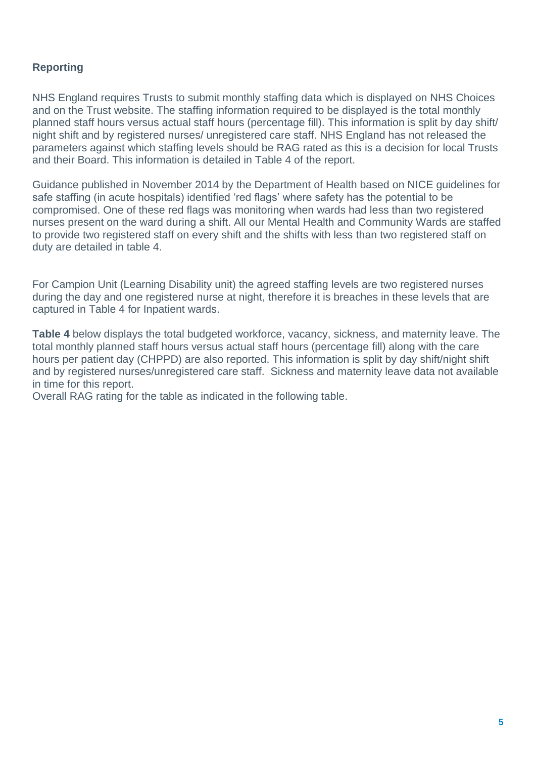**Reporting**

NHS England requires Trusts to submit monthly staffing data which is displayed on NHS Choices and on the Trust website. The staffing information required to be displayed is the total monthly planned staff hours versus actual staff hours (percentage fill). This information is split by day shift/ night shift and by registered nurses/ unregistered care staff. NHS England has not released the parameters against which staffing levels should be RAG rated as this is a decision for local Trusts and their Board. This information is detailed in Table 4 of the report.

Guidance published in November 2014 by the Department of Health based on NICE guidelines for safe staffing (in acute hospitals) identified 'red flags' where safety has the potential to be compromised. One of these red flags was monitoring when wards had less than two registered nurses present on the ward during a shift. All our Mental Health and Community Wards are staffed to provide two registered staff on every shift and the shifts with less than two registered staff on duty are detailed in table 4.

For Campion Unit (Learning Disability unit) the agreed staffing levels are two registered nurses during the day and one registered nurse at night, therefore it is breaches in these levels that are captured in Table 4 for Inpatient wards.

**Table 4** below displays the total budgeted workforce, vacancy, sickness, and maternity leave. The total monthly planned staff hours versus actual staff hours (percentage fill) along with the care hours per patient day (CHPPD) are also reported. This information is split by day shift/night shift and by registered nurses/unregistered care staff. Sickness and maternity leave data not available in time for this report.
Overall RAG rating for the table as indicated in the following table.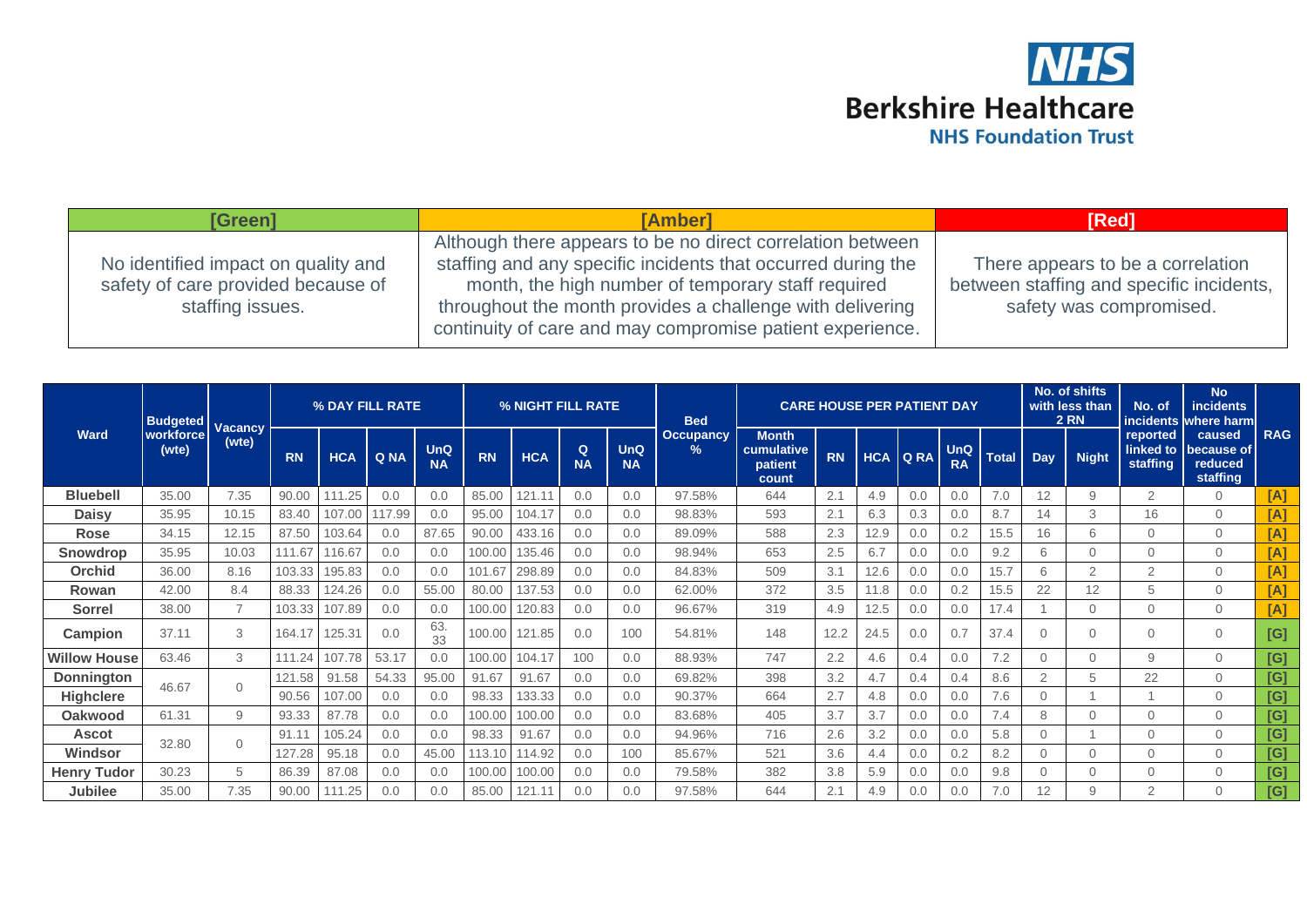NHS Berkshire Healthcare NHS Foundation Trust

| [Green] | [Amber] | [Red] |
|---|---|---|
| No identified impact on quality and safety of care provided because of staffing issues. | Although there appears to be no direct correlation between staffing and any specific incidents that occurred during the month, the high number of temporary staff required throughout the month provides a challenge with delivering continuity of care and may compromise patient experience. | There appears to be a correlation between staffing and specific incidents, safety was compromised. |

| Ward | Budgeted workforce (wte) | Vacancy (wte) | % DAY FILL RATE | | | | % NIGHT FILL RATE | | | | Bed Occupancy % | CARE HOUSE PER PATIENT DAY | | | | | | No. of shifts with less than 2 RN | | No. of incidents reported linked to staffing | No incidents where harm caused because of reduced staffing | RAG |
|---|---|---|---|---|---|---|---|---|---|---|---|---|---|---|---|---|---|---|---|---|---|---|
| | | | RN | HCA | Q NA | UnQ NA | RN | HCA | Q NA | UnQ NA | | Month cumulative patient count | RN | HCA | Q RA | UnQ RA | Total | Day | Night | | | |
| Bluebell | 35.00 | 7.35 | 90.00 | 111.25 | 0.0 | 0.0 | 85.00 | 121.11 | 0.0 | 0.0 | 97.58% | 644 | 2.1 | 4.9 | 0.0 | 0.0 | 7.0 | 12 | 9 | 2 | 0 | [A] |
| Daisy | 35.95 | 10.15 | 83.40 | 107.00 | 117.99 | 0.0 | 95.00 | 104.17 | 0.0 | 0.0 | 98.83% | 593 | 2.1 | 6.3 | 0.3 | 0.0 | 8.7 | 14 | 3 | 16 | 0 | [A] |
| Rose | 34.15 | 12.15 | 87.50 | 103.64 | 0.0 | 87.65 | 90.00 | 433.16 | 0.0 | 0.0 | 89.09% | 588 | 2.3 | 12.9 | 0.0 | 0.2 | 15.5 | 16 | 6 | 0 | 0 | [A] |
| Snowdrop | 35.95 | 10.03 | 111.67 | 116.67 | 0.0 | 0.0 | 100.00 | 135.46 | 0.0 | 0.0 | 98.94% | 653 | 2.5 | 6.7 | 0.0 | 0.0 | 9.2 | 6 | 0 | 0 | 0 | [A] |
| Orchid | 36.00 | 8.16 | 103.33 | 195.83 | 0.0 | 0.0 | 101.67 | 298.89 | 0.0 | 0.0 | 84.83% | 509 | 3.1 | 12.6 | 0.0 | 0.0 | 15.7 | 6 | 2 | 2 | 0 | [A] |
| Rowan | 42.00 | 8.4 | 88.33 | 124.26 | 0.0 | 55.00 | 80.00 | 137.53 | 0.0 | 0.0 | 62.00% | 372 | 3.5 | 11.8 | 0.0 | 0.2 | 15.5 | 22 | 12 | 5 | 0 | [A] |
| Sorrel | 38.00 | 7 | 103.33 | 107.89 | 0.0 | 0.0 | 100.00 | 120.83 | 0.0 | 0.0 | 96.67% | 319 | 4.9 | 12.5 | 0.0 | 0.0 | 17.4 | 1 | 0 | 0 | 0 | [A] |
| Campion | 37.11 | 3 | 164.17 | 125.31 | 0.0 | 63.33 | 100.00 | 121.85 | 0.0 | 100 | 54.81% | 148 | 12.2 | 24.5 | 0.0 | 0.7 | 37.4 | 0 | 0 | 0 | 0 | [G] |
| Willow House | 63.46 | 3 | 111.24 | 107.78 | 53.17 | 0.0 | 100.00 | 104.17 | 100 | 0.0 | 88.93% | 747 | 2.2 | 4.6 | 0.4 | 0.0 | 7.2 | 0 | 0 | 9 | 0 | [G] |
| Donnington | 46.67 | 0 | 121.58 | 91.58 | 54.33 | 95.00 | 91.67 | 91.67 | 0.0 | 0.0 | 69.82% | 398 | 3.2 | 4.7 | 0.4 | 0.4 | 8.6 | 2 | 5 | 22 | 0 | [G] |
| Highclere | | | 90.56 | 107.00 | 0.0 | 0.0 | 98.33 | 133.33 | 0.0 | 0.0 | 90.37% | 664 | 2.7 | 4.8 | 0.0 | 0.0 | 7.6 | 0 | 1 | 1 | 0 | [G] |
| Oakwood | 61.31 | 9 | 93.33 | 87.78 | 0.0 | 0.0 | 100.00 | 100.00 | 0.0 | 0.0 | 83.68% | 405 | 3.7 | 3.7 | 0.0 | 0.0 | 7.4 | 8 | 0 | 0 | 0 | [G] |
| Ascot | 32.80 | 0 | 91.11 | 105.24 | 0.0 | 0.0 | 98.33 | 91.67 | 0.0 | 0.0 | 94.96% | 716 | 2.6 | 3.2 | 0.0 | 0.0 | 5.8 | 0 | 1 | 0 | 0 | [G] |
| Windsor | | | 127.28 | 95.18 | 0.0 | 45.00 | 113.10 | 114.92 | 0.0 | 100 | 85.67% | 521 | 3.6 | 4.4 | 0.0 | 0.2 | 8.2 | 0 | 0 | 0 | 0 | [G] |
| Henry Tudor | 30.23 | 5 | 86.39 | 87.08 | 0.0 | 0.0 | 100.00 | 100.00 | 0.0 | 0.0 | 79.58% | 382 | 3.8 | 5.9 | 0.0 | 0.0 | 9.8 | 0 | 0 | 0 | 0 | [G] |
| Jubilee | 35.00 | 7.35 | 90.00 | 111.25 | 0.0 | 0.0 | 85.00 | 121.11 | 0.0 | 0.0 | 97.58% | 644 | 2.1 | 4.9 | 0.0 | 0.0 | 7.0 | 12 | 9 | 2 | 0 | [G] |